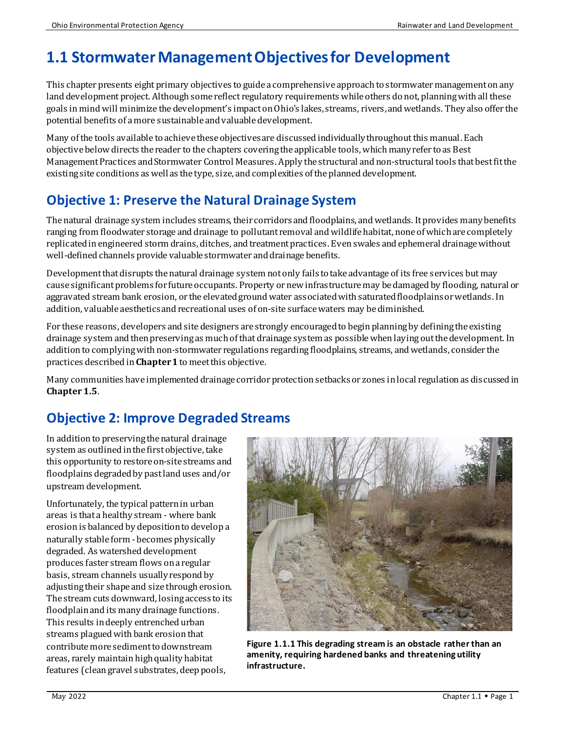# 1.1 Stormwater Management Objectives for Development

This chapter presents eight primary objectives to guide a comprehensive approach to stormwater management on any land development project. Although some reflect regulatory requirements while others do not, planning with all these goals in mind will minimize the development's impact on Ohio's lakes, streams, rivers, and wetlands. They also offer the potential benefits of a more sustainable and valuable development.

Many of the tools available to achieve these objectives are discussed individually throughout this manual. Each objective below directs the reader to the chapters covering the applicable tools, which many refer to as Best Management Practices and Stormwater Control Measures. Apply the structural and non-structural tools that best fit the existing site conditions as well as the type, size, and complexities of the planned development.

## Objective 1: Preserve the Natural Drainage System

The natural drainage system includes streams, their corridors and floodplains, and wetlands. It provides many benefits ranging from floodwater storage and drainage to pollutant removal and wildlife habitat, none of which are completely replicated in engineered storm drains, ditches, and treatment practices. Even swales and ephemeral drainage without well-defined channels provide valuable stormwater and drainage benefits.

Development that disrupts the natural drainage system not only fails to take advantage of its free services but may cause significant problems for future occupants. Property or new infrastructure may be damaged by flooding, natural or aggravated stream bank erosion, or the elevated ground water associated with saturated floodplains or wetlands. In addition, valuable aesthetics and recreational uses of on-site surface waters may be diminished.

For these reasons, developers and site designers are strongly encouraged to begin planning by defining the existing drainage system and then preserving as much of that drainage system as possible when laying out the development. In addition to complying with non-stormwater regulations regarding floodplains, streams, and wetlands, consider the practices described in **Chapter 1** to meet this objective.

Many communities have implemented drainage corridor protection setbacks or zones in local regulation as discussed in **Chapter 1.5**.

## Objective 2: Improve Degraded Streams

In addition to preserving the natural drainage system as outlined in the first objective, take this opportunity to restore on-site streams and floodplains degraded by past land uses and/or upstream development.

Unfortunately, the typical pattern in urban areas is that a healthy stream - where bank erosion is balanced by deposition to develop a naturally stable form - becomes physically degraded. As watershed development produces faster stream flows on a regular basis, stream channels usually respond by adjusting their shape and size through erosion. The stream cuts downward, losing access to its floodplain and its many drainage functions. This results in deeply entrenched urban streams plagued with bank erosion that contribute more sediment to downstream areas, rarely maintain high quality habitat features (clean gravel substrates, deep pools,

**Figure 1.1.1 This degrading stream is an obstacle rather than an amenity, requiring hardened banks and threatening utility infrastructure.**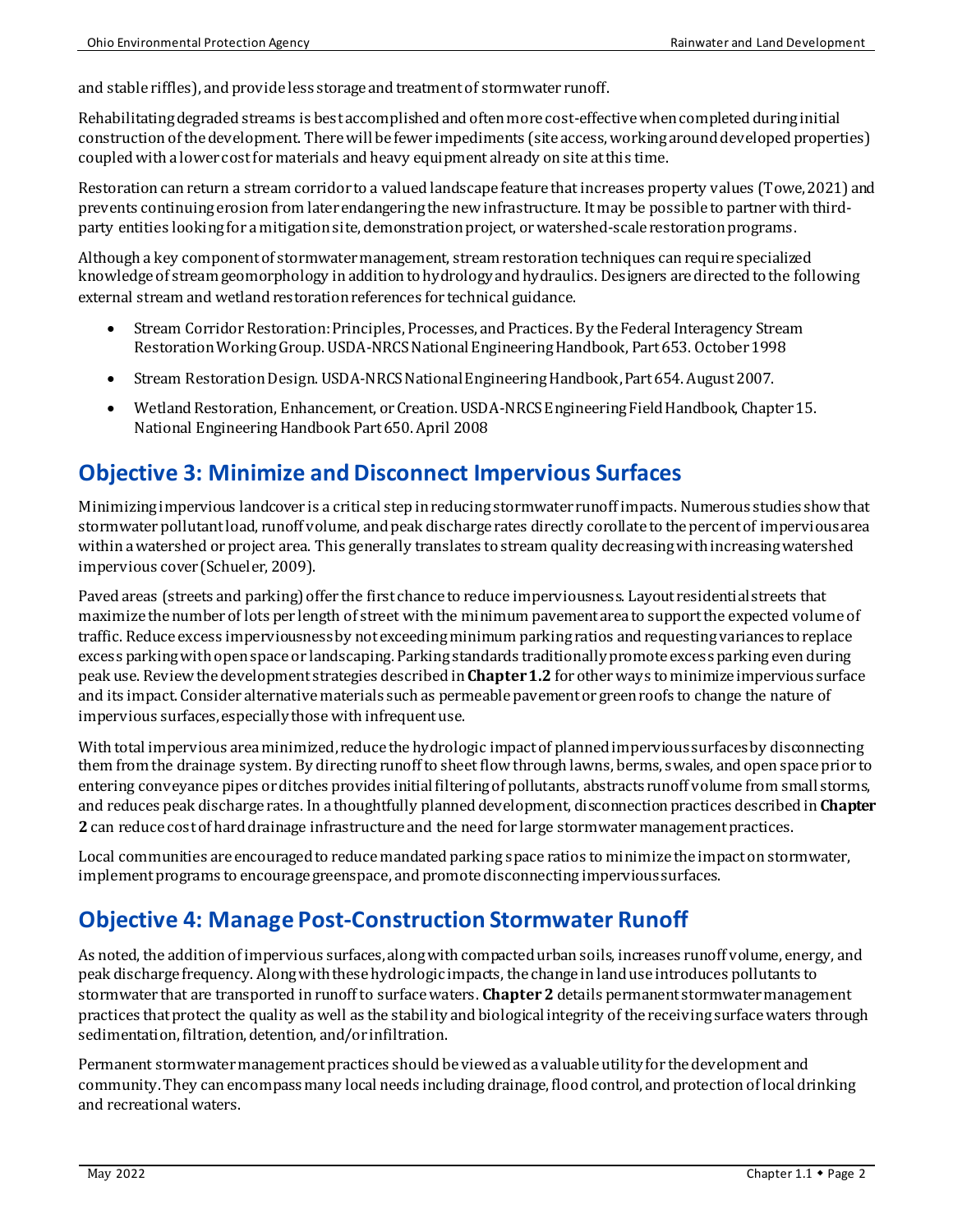and stable riffles), and provide less storage and treatment of stormwater runoff.

Rehabilitating degraded streams is best accomplished and often more cost-effective when completed during initial construction of the development. There will be fewer impediments (site access, working around developed properties) coupled with a lower cost for materials and heavy equipment already on site at this time.

Restoration can return a stream corridor to a valued landscape feature that increases property values (Towe, 2021) and prevents continuing erosion from later endangering the new infrastructure. It may be possible to partner with third-party entities looking for a mitigation site, demonstration project, or watershed-scale restoration programs.

Although a key component of stormwater management, stream restoration techniques can require specialized knowledge of stream geomorphology in addition to hydrology and hydraulics. Designers are directed to the following external stream and wetland restoration references for technical guidance.

- Stream Corridor Restoration: Principles, Processes, and Practices. By the Federal Interagency Stream Restoration Working Group. USDA-NRCS National Engineering Handbook, Part 653. October 1998
- Stream Restoration Design. USDA-NRCS National Engineering Handbook, Part 654. August 2007.
- Wetland Restoration, Enhancement, or Creation. USDA-NRCS Engineering Field Handbook, Chapter 15. National Engineering Handbook Part 650. April 2008

## Objective 3: Minimize and Disconnect Impervious Surfaces

Minimizing impervious landcover is a critical step in reducing stormwater runoff impacts. Numerous studies show that stormwater pollutant load, runoff volume, and peak discharge rates directly corollate to the percent of impervious area within a watershed or project area. This generally translates to stream quality decreasing with increasing watershed impervious cover (Schueler, 2009).

Paved areas (streets and parking) offer the first chance to reduce imperviousness. Layout residential streets that maximize the number of lots per length of street with the minimum pavement area to support the expected volume of traffic. Reduce excess imperviousness by not exceeding minimum parking ratios and requesting variances to replace excess parking with open space or landscaping. Parking standards traditionally promote excess parking even during peak use. Review the development strategies described in **Chapter 1.2** for other ways to minimize impervious surface and its impact. Consider alternative materials such as permeable pavement or green roofs to change the nature of impervious surfaces, especially those with infrequent use.

With total impervious area minimized, reduce the hydrologic impact of planned impervious surfaces by disconnecting them from the drainage system. By directing runoff to sheet flow through lawns, berms, swales, and open space prior to entering conveyance pipes or ditches provides initial filtering of pollutants, abstracts runoff volume from small storms, and reduces peak discharge rates. In a thoughtfully planned development, disconnection practices described in **Chapter 2** can reduce cost of hard drainage infrastructure and the need for large stormwater management practices.

Local communities are encouraged to reduce mandated parking space ratios to minimize the impact on stormwater, implement programs to encourage greenspace, and promote disconnecting impervious surfaces.

## Objective 4: Manage Post-Construction Stormwater Runoff

As noted, the addition of impervious surfaces, along with compacted urban soils, increases runoff volume, energy, and peak discharge frequency. Along with these hydrologic impacts, the change in land use introduces pollutants to stormwater that are transported in runoff to surface waters. **Chapter 2** details permanent stormwater management practices that protect the quality as well as the stability and biological integrity of the receiving surface waters through sedimentation, filtration, detention, and/or infiltration.

Permanent stormwater management practices should be viewed as a valuable utility for the development and community. They can encompass many local needs including drainage, flood control, and protection of local drinking and recreational waters.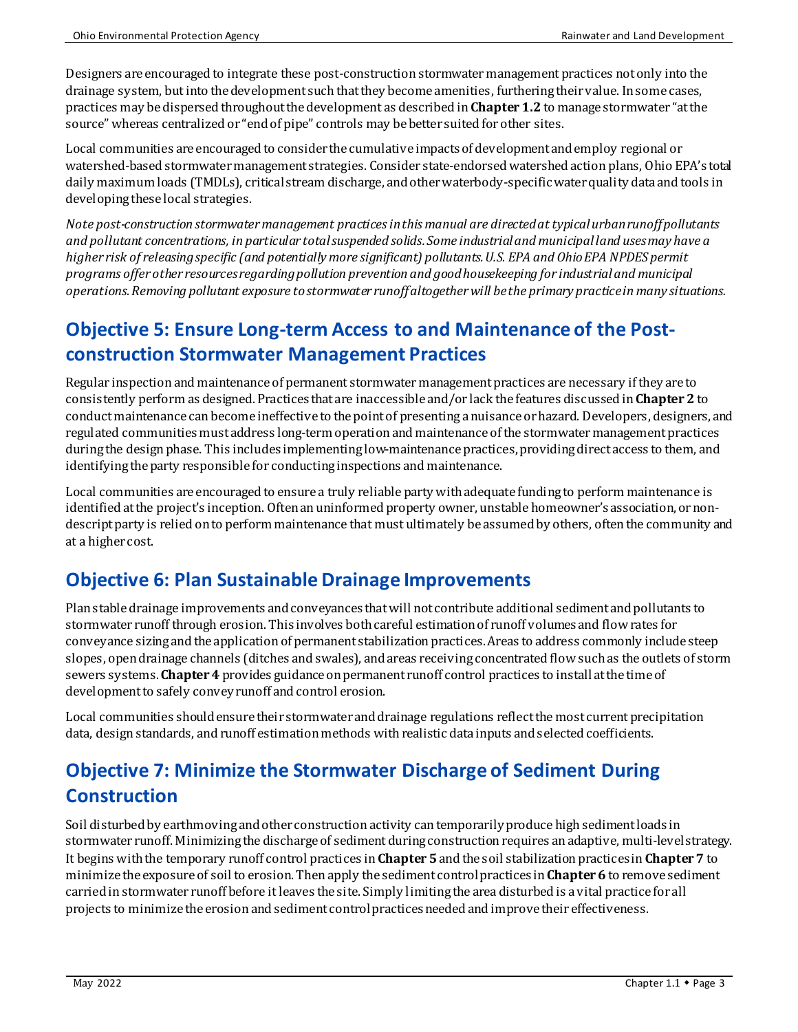Designers are encouraged to integrate these post-construction stormwater management practices not only into the drainage system, but into the development such that they become amenities, furthering their value. In some cases, practices may be dispersed throughout the development as described in **Chapter 1.2** to manage stormwater "at the source" whereas centralized or "end of pipe" controls may be better suited for other sites.

Local communities are encouraged to consider the cumulative impacts of development and employ regional or watershed-based stormwater management strategies. Consider state-endorsed watershed action plans, Ohio EPA's total daily maximum loads (TMDLs), critical stream discharge, and other waterbody-specific water quality data and tools in developing these local strategies.

*Note post-construction stormwater management practices in this manual are directed at typical urban runoff pollutants and pollutant concentrations, in particular total suspended solids. Some industrial and municipal land uses may have a higher risk of releasing specific (and potentially more significant) pollutants. U.S. EPA and Ohio EPA NPDES permit programs offer other resources regarding pollution prevention and good housekeeping for industrial and municipal operations. Removing pollutant exposure to stormwater runoff altogether will be the primary practice in many situations.*

## Objective 5: Ensure Long-term Access to and Maintenance of the Post-construction Stormwater Management Practices

Regular inspection and maintenance of permanent stormwater management practices are necessary if they are to consistently perform as designed. Practices that are inaccessible and/or lack the features discussed in **Chapter 2** to conduct maintenance can become ineffective to the point of presenting a nuisance or hazard. Developers, designers, and regulated communities must address long-term operation and maintenance of the stormwater management practices during the design phase. This includes implementing low-maintenance practices, providing direct access to them, and identifying the party responsible for conducting inspections and maintenance.

Local communities are encouraged to ensure a truly reliable party with adequate funding to perform maintenance is identified at the project's inception. Often an uninformed property owner, unstable homeowner's association, or non-descript party is relied on to perform maintenance that must ultimately be assumed by others, often the community and at a higher cost.

## Objective 6: Plan Sustainable Drainage Improvements

Plan stable drainage improvements and conveyances that will not contribute additional sediment and pollutants to stormwater runoff through erosion. This involves both careful estimation of runoff volumes and flow rates for conveyance sizing and the application of permanent stabilization practices. Areas to address commonly include steep slopes, open drainage channels (ditches and swales), and areas receiving concentrated flow such as the outlets of storm sewers systems. **Chapter 4** provides guidance on permanent runoff control practices to install at the time of development to safely convey runoff and control erosion.

Local communities should ensure their stormwater and drainage regulations reflect the most current precipitation data, design standards, and runoff estimation methods with realistic data inputs and selected coefficients.

## Objective 7: Minimize the Stormwater Discharge of Sediment During Construction

Soil disturbed by earthmoving and other construction activity can temporarily produce high sediment loads in stormwater runoff. Minimizing the discharge of sediment during construction requires an adaptive, multi-level strategy. It begins with the temporary runoff control practices in **Chapter 5** and the soil stabilization practices in **Chapter 7** to minimize the exposure of soil to erosion. Then apply the sediment control practices in **Chapter 6** to remove sediment carried in stormwater runoff before it leaves the site. Simply limiting the area disturbed is a vital practice for all projects to minimize the erosion and sediment control practices needed and improve their effectiveness.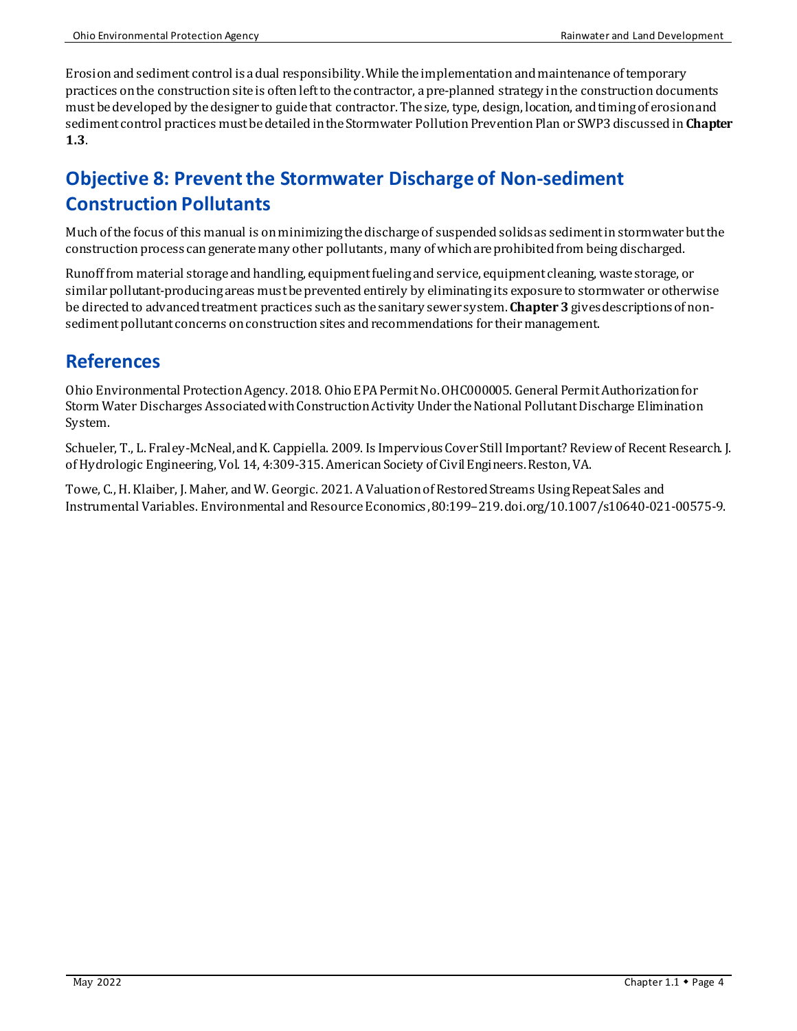Erosion and sediment control is a dual responsibility. While the implementation and maintenance of temporary practices on the construction site is often left to the contractor, a pre-planned strategy in the construction documents must be developed by the designer to guide that contractor. The size, type, design, location, and timing of erosion and sediment control practices must be detailed in the Stormwater Pollution Prevention Plan or SWP3 discussed in **Chapter 1.3**.

## Objective 8: Prevent the Stormwater Discharge of Non-sediment Construction Pollutants

Much of the focus of this manual is on minimizing the discharge of suspended solids as sediment in stormwater but the construction process can generate many other pollutants, many of which are prohibited from being discharged.

Runoff from material storage and handling, equipment fueling and service, equipment cleaning, waste storage, or similar pollutant-producing areas must be prevented entirely by eliminating its exposure to stormwater or otherwise be directed to advanced treatment practices such as the sanitary sewer system. **Chapter 3** gives descriptions of non-sediment pollutant concerns on construction sites and recommendations for their management.

## References

Ohio Environmental Protection Agency. 2018. Ohio EPA Permit No. OHC000005. General Permit Authorization for Storm Water Discharges Associated with Construction Activity Under the National Pollutant Discharge Elimination System.

Schueler, T., L. Fraley-McNeal, and K. Cappiella. 2009. Is Impervious Cover Still Important? Review of Recent Research. J. of Hydrologic Engineering, Vol. 14, 4:309-315. American Society of Civil Engineers. Reston, VA.

Towe, C., H. Klaiber, J. Maher, and W. Georgic. 2021. A Valuation of Restored Streams Using Repeat Sales and Instrumental Variables. Environmental and Resource Economics, 80:199–219. doi.org/10.1007/s10640-021-00575-9.